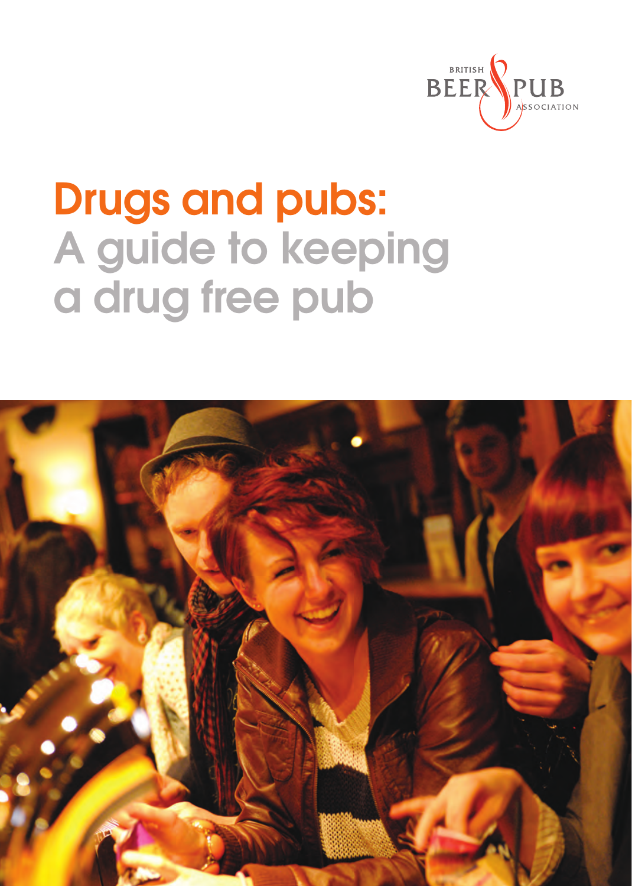BRITISH BEER & PUB ASSOCIATION

# Drugs and pubs:
## A guide to keeping a drug free pub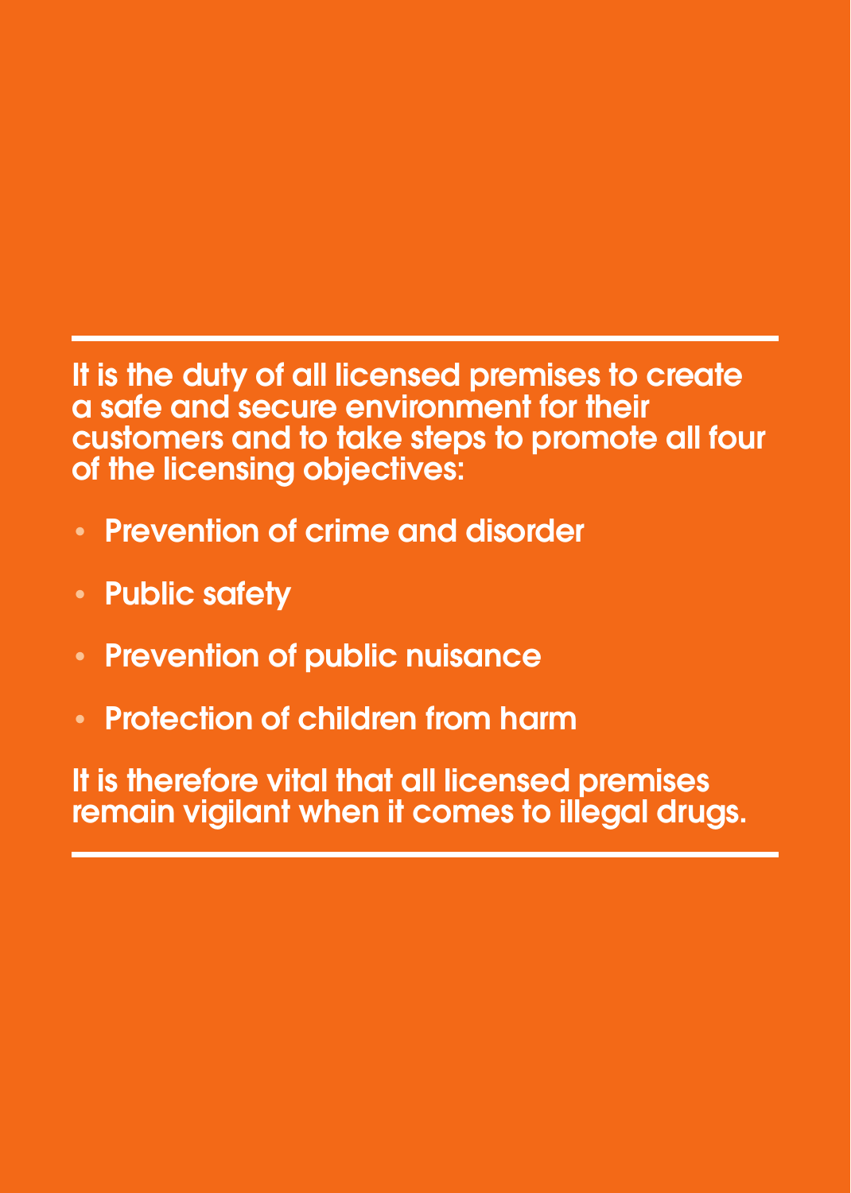It is the duty of all licensed premises to create a safe and secure environment for their customers and to take steps to promote all four of the licensing objectives:

- Prevention of crime and disorder
- Public safety
- Prevention of public nuisance
- Protection of children from harm

It is therefore vital that all licensed premises remain vigilant when it comes to illegal drugs.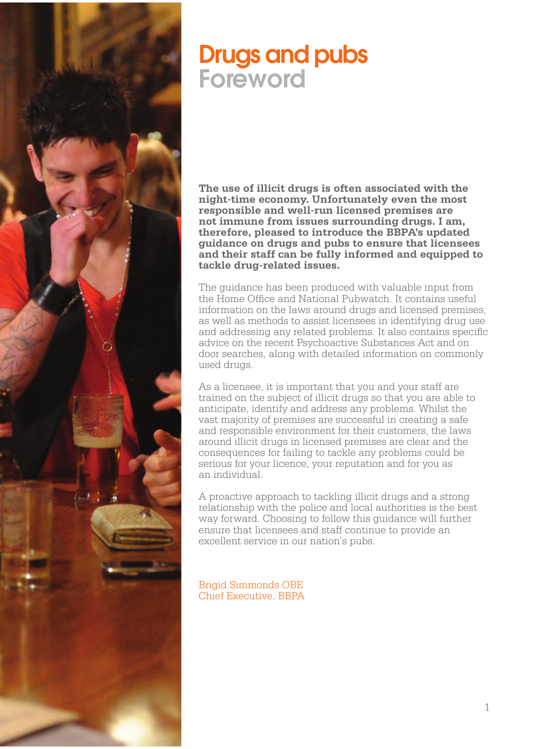# Drugs and pubs
## Foreword

**The use of illicit drugs is often associated with the night-time economy. Unfortunately even the most responsible and well-run licensed premises are not immune from issues surrounding drugs. I am, therefore, pleased to introduce the BBPA's updated guidance on drugs and pubs to ensure that licensees and their staff can be fully informed and equipped to tackle drug-related issues.**

The guidance has been produced with valuable input from the Home Office and National Pubwatch. It contains useful information on the laws around drugs and licensed premises, as well as methods to assist licensees in identifying drug use and addressing any related problems. It also contains specific advice on the recent Psychoactive Substances Act and on door searches, along with detailed information on commonly used drugs.

As a licensee, it is important that you and your staff are trained on the subject of illicit drugs so that you are able to anticipate, identify and address any problems. Whilst the vast majority of premises are successful in creating a safe and responsible environment for their customers, the laws around illicit drugs in licensed premises are clear and the consequences for failing to tackle any problems could be serious for your licence, your reputation and for you as an individual.

A proactive approach to tackling illicit drugs and a strong relationship with the police and local authorities is the best way forward. Choosing to follow this guidance will further ensure that licensees and staff continue to provide an excellent service in our nation's pubs.

Brigid Simmonds OBE
Chief Executive, BBPA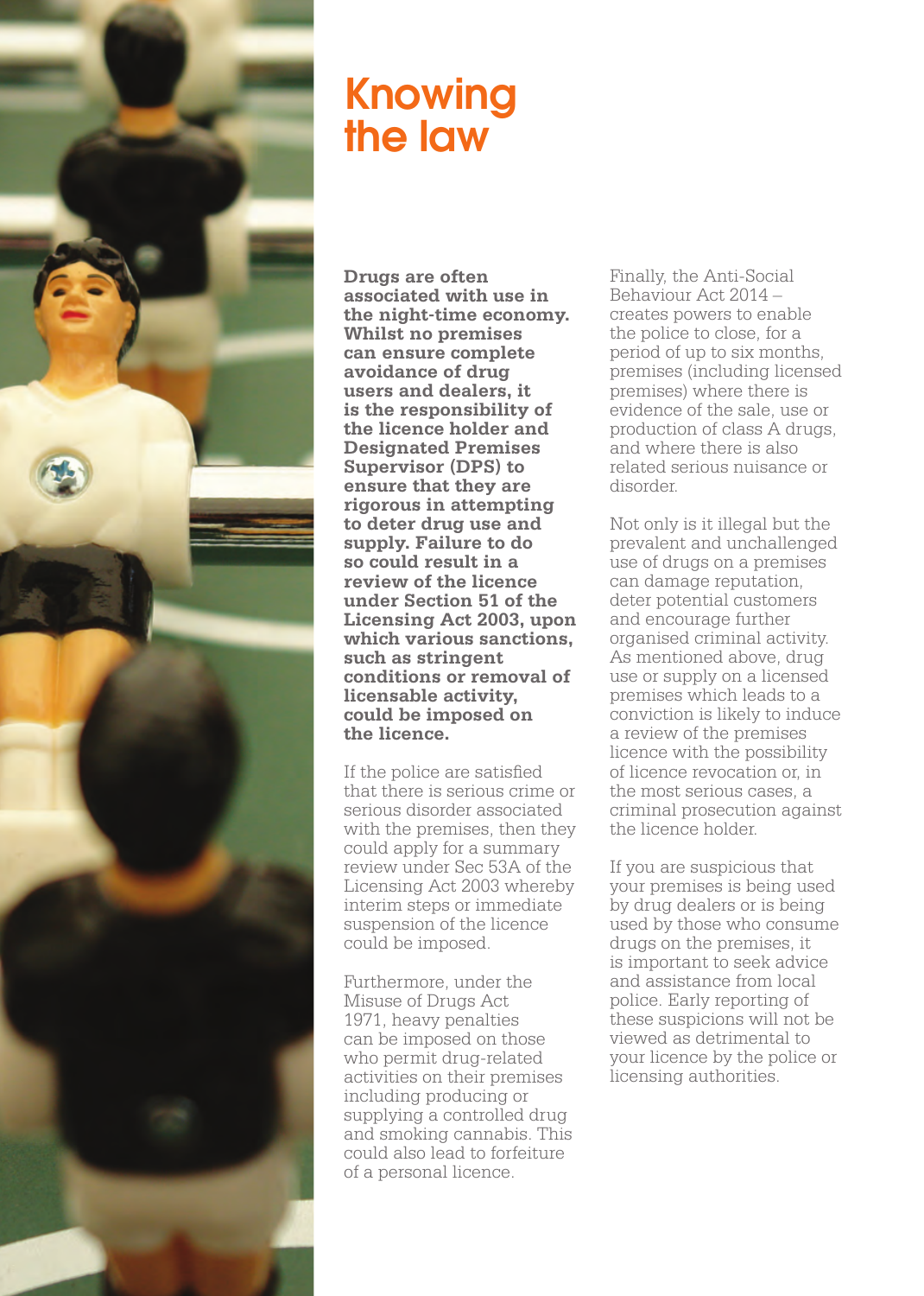# Knowing the law

**Drugs are often associated with use in the night-time economy. Whilst no premises can ensure complete avoidance of drug users and dealers, it is the responsibility of the licence holder and Designated Premises Supervisor (DPS) to ensure that they are rigorous in attempting to deter drug use and supply. Failure to do so could result in a review of the licence under Section 51 of the Licensing Act 2003, upon which various sanctions, such as stringent conditions or removal of licensable activity, could be imposed on the licence.**

If the police are satisfied that there is serious crime or serious disorder associated with the premises, then they could apply for a summary review under Sec 53A of the Licensing Act 2003 whereby interim steps or immediate suspension of the licence could be imposed.

Furthermore, under the Misuse of Drugs Act 1971, heavy penalties can be imposed on those who permit drug-related activities on their premises including producing or supplying a controlled drug and smoking cannabis. This could also lead to forfeiture of a personal licence.

Finally, the Anti-Social Behaviour Act 2014 – creates powers to enable the police to close, for a period of up to six months, premises (including licensed premises) where there is evidence of the sale, use or production of class A drugs, and where there is also related serious nuisance or disorder.

Not only is it illegal but the prevalent and unchallenged use of drugs on a premises can damage reputation, deter potential customers and encourage further organised criminal activity. As mentioned above, drug use or supply on a licensed premises which leads to a conviction is likely to induce a review of the premises licence with the possibility of licence revocation or, in the most serious cases, a criminal prosecution against the licence holder.

If you are suspicious that your premises is being used by drug dealers or is being used by those who consume drugs on the premises, it is important to seek advice and assistance from local police. Early reporting of these suspicions will not be viewed as detrimental to your licence by the police or licensing authorities.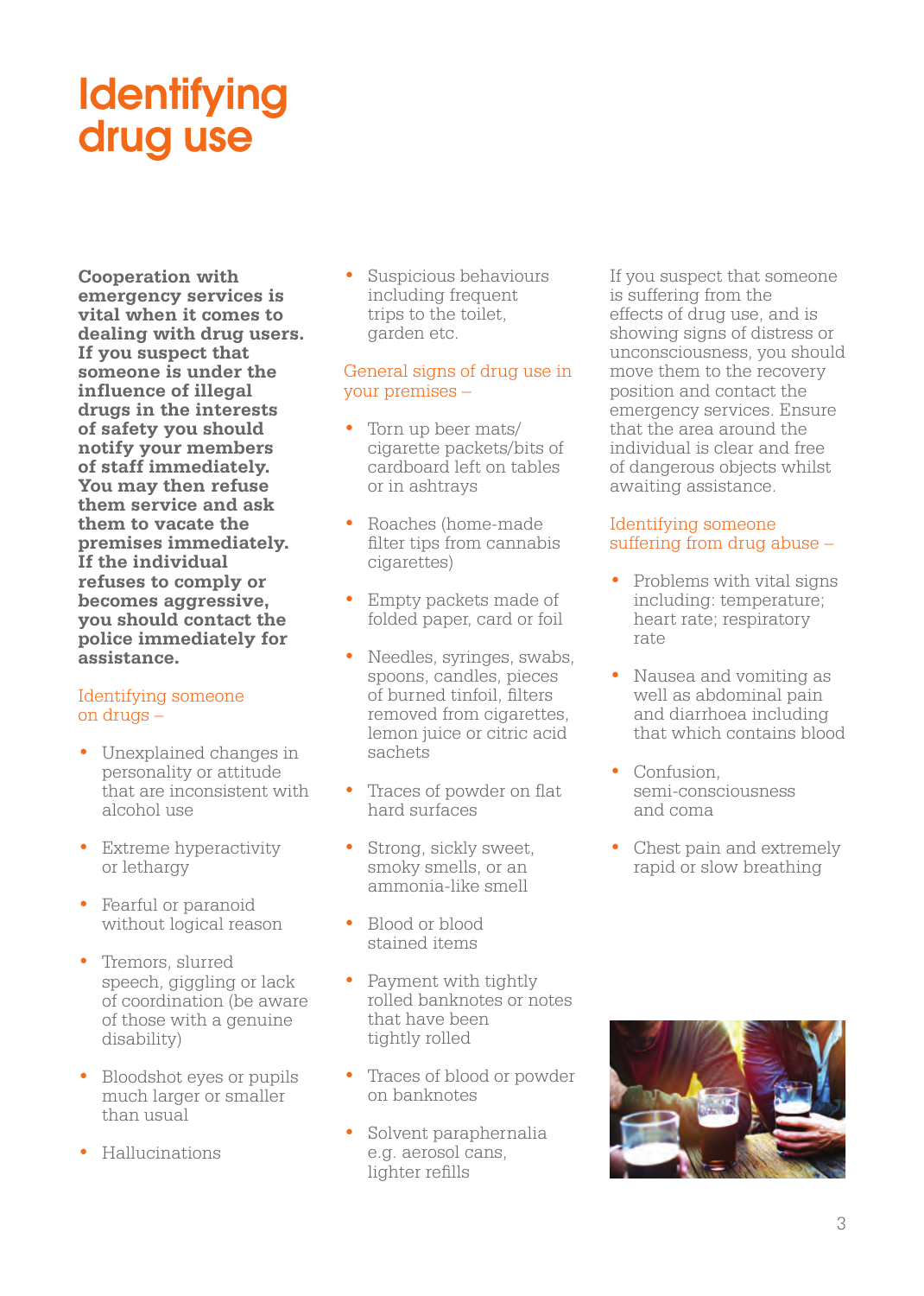# Identifying drug use

**Cooperation with emergency services is vital when it comes to dealing with drug users. If you suspect that someone is under the influence of illegal drugs in the interests of safety you should notify your members of staff immediately. You may then refuse them service and ask them to vacate the premises immediately. If the individual refuses to comply or becomes aggressive, you should contact the police immediately for assistance.**

### Identifying someone on drugs –

- Unexplained changes in personality or attitude that are inconsistent with alcohol use
- Extreme hyperactivity or lethargy
- Fearful or paranoid without logical reason
- Tremors, slurred speech, giggling or lack of coordination (be aware of those with a genuine disability)
- Bloodshot eyes or pupils much larger or smaller than usual
- Hallucinations
- Suspicious behaviours including frequent trips to the toilet, garden etc.

### General signs of drug use in your premises –

- Torn up beer mats/ cigarette packets/bits of cardboard left on tables or in ashtrays
- Roaches (home-made filter tips from cannabis cigarettes)
- Empty packets made of folded paper, card or foil
- Needles, syringes, swabs, spoons, candles, pieces of burned tinfoil, filters removed from cigarettes, lemon juice or citric acid sachets
- Traces of powder on flat hard surfaces
- Strong, sickly sweet, smoky smells, or an ammonia-like smell
- Blood or blood stained items
- Payment with tightly rolled banknotes or notes that have been tightly rolled
- Traces of blood or powder on banknotes
- Solvent paraphernalia e.g. aerosol cans, lighter refills

If you suspect that someone is suffering from the effects of drug use, and is showing signs of distress or unconsciousness, you should move them to the recovery position and contact the emergency services. Ensure that the area around the individual is clear and free of dangerous objects whilst awaiting assistance.

### Identifying someone suffering from drug abuse –

- Problems with vital signs including: temperature; heart rate; respiratory rate
- Nausea and vomiting as well as abdominal pain and diarrhoea including that which contains blood
- Confusion, semi-consciousness and coma
- Chest pain and extremely rapid or slow breathing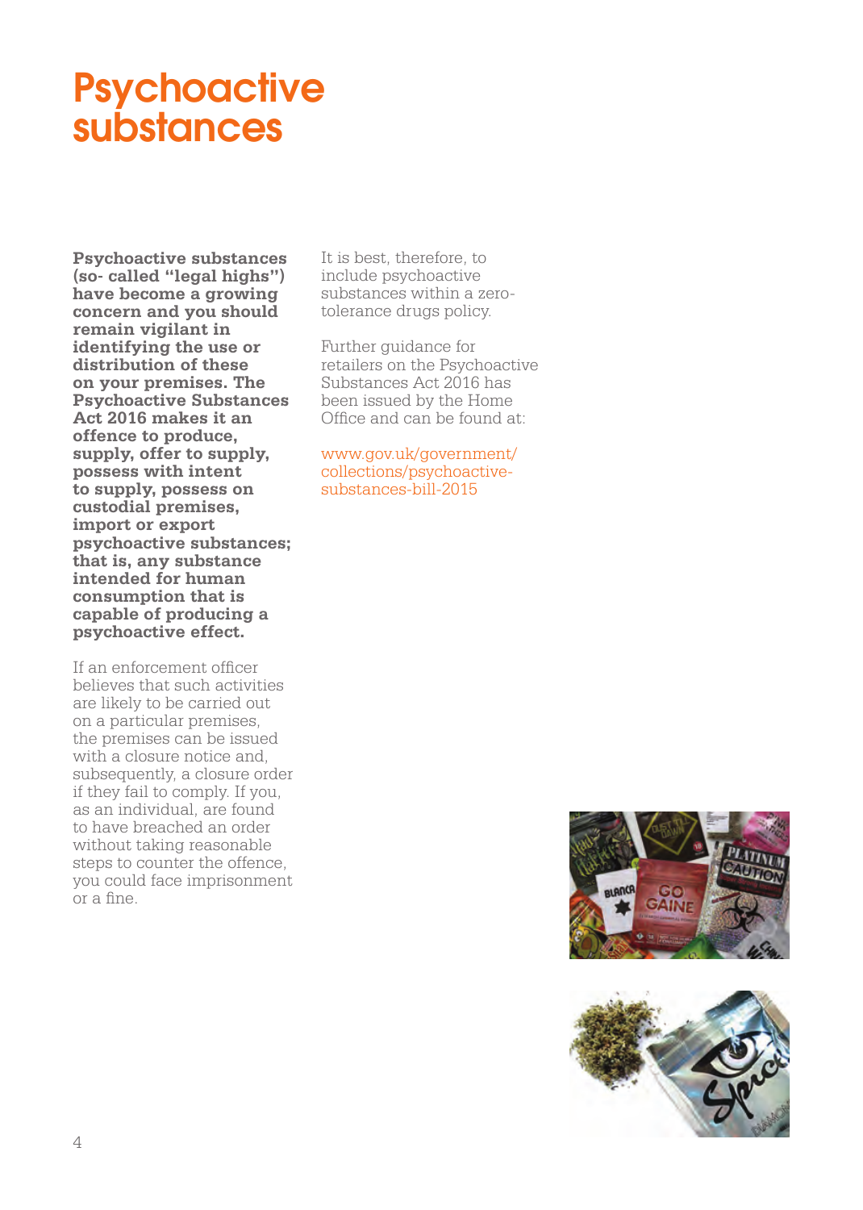# Psychoactive substances

**Psychoactive substances (so- called "legal highs") have become a growing concern and you should remain vigilant in identifying the use or distribution of these on your premises. The Psychoactive Substances Act 2016 makes it an offence to produce, supply, offer to supply, possess with intent to supply, possess on custodial premises, import or export psychoactive substances; that is, any substance intended for human consumption that is capable of producing a psychoactive effect.**

If an enforcement officer believes that such activities are likely to be carried out on a particular premises, the premises can be issued with a closure notice and, subsequently, a closure order if they fail to comply. If you, as an individual, are found to have breached an order without taking reasonable steps to counter the offence, you could face imprisonment or a fine.

It is best, therefore, to include psychoactive substances within a zero-tolerance drugs policy.

Further guidance for retailers on the Psychoactive Substances Act 2016 has been issued by the Home Office and can be found at:

www.gov.uk/government/collections/psychoactive-substances-bill-2015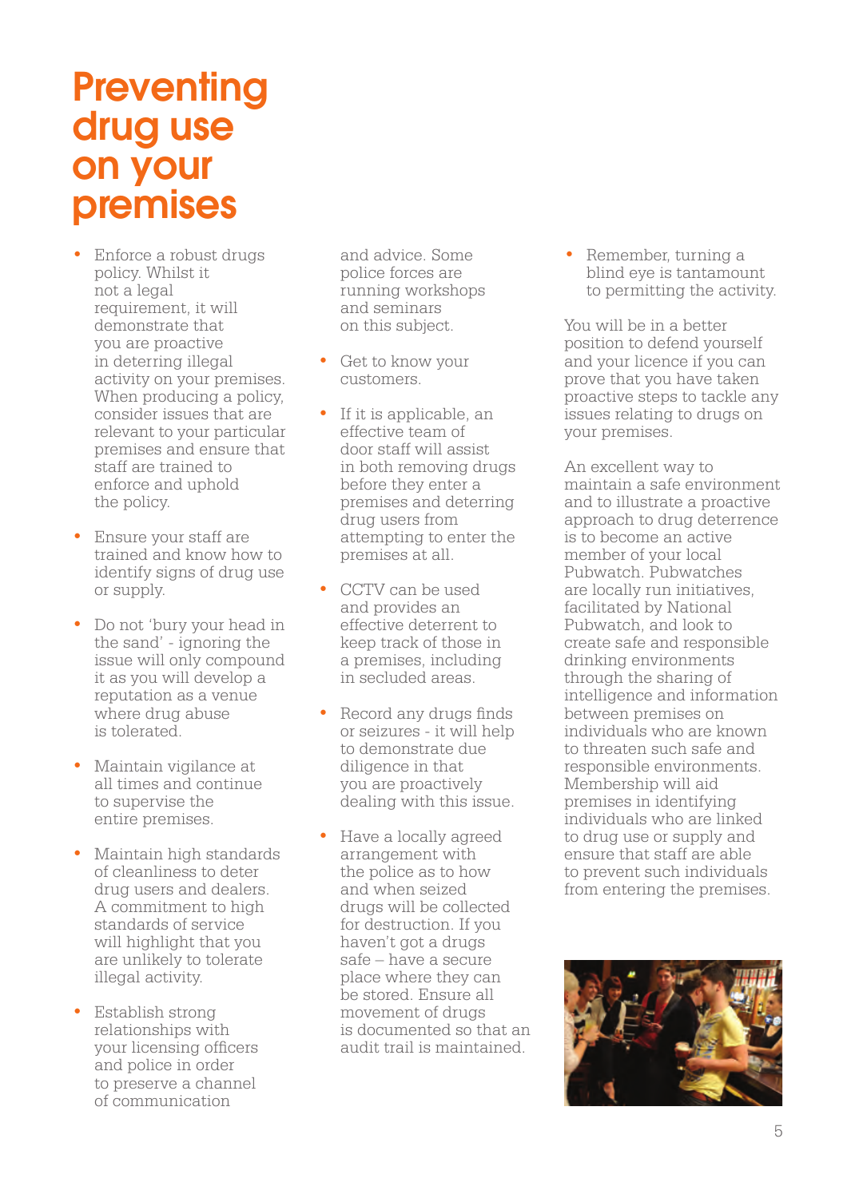# Preventing drug use on your premises

- Enforce a robust drugs policy. Whilst it not a legal requirement, it will demonstrate that you are proactive in deterring illegal activity on your premises. When producing a policy, consider issues that are relevant to your particular premises and ensure that staff are trained to enforce and uphold the policy.

- Ensure your staff are trained and know how to identify signs of drug use or supply.

- Do not 'bury your head in the sand' - ignoring the issue will only compound it as you will develop a reputation as a venue where drug abuse is tolerated.

- Maintain vigilance at all times and continue to supervise the entire premises.

- Maintain high standards of cleanliness to deter drug users and dealers. A commitment to high standards of service will highlight that you are unlikely to tolerate illegal activity.

- Establish strong relationships with your licensing officers and police in order to preserve a channel of communication and advice. Some police forces are running workshops and seminars on this subject.

- Get to know your customers.

- If it is applicable, an effective team of door staff will assist in both removing drugs before they enter a premises and deterring drug users from attempting to enter the premises at all.

- CCTV can be used and provides an effective deterrent to keep track of those in a premises, including in secluded areas.

- Record any drugs finds or seizures - it will help to demonstrate due diligence in that you are proactively dealing with this issue.

- Have a locally agreed arrangement with the police as to how and when seized drugs will be collected for destruction. If you haven't got a drugs safe – have a secure place where they can be stored. Ensure all movement of drugs is documented so that an audit trail is maintained.

- Remember, turning a blind eye is tantamount to permitting the activity.

You will be in a better position to defend yourself and your licence if you can prove that you have taken proactive steps to tackle any issues relating to drugs on your premises.

An excellent way to maintain a safe environment and to illustrate a proactive approach to drug deterrence is to become an active member of your local Pubwatch. Pubwatches are locally run initiatives, facilitated by National Pubwatch, and look to create safe and responsible drinking environments through the sharing of intelligence and information between premises on individuals who are known to threaten such safe and responsible environments. Membership will aid premises in identifying individuals who are linked to drug use or supply and ensure that staff are able to prevent such individuals from entering the premises.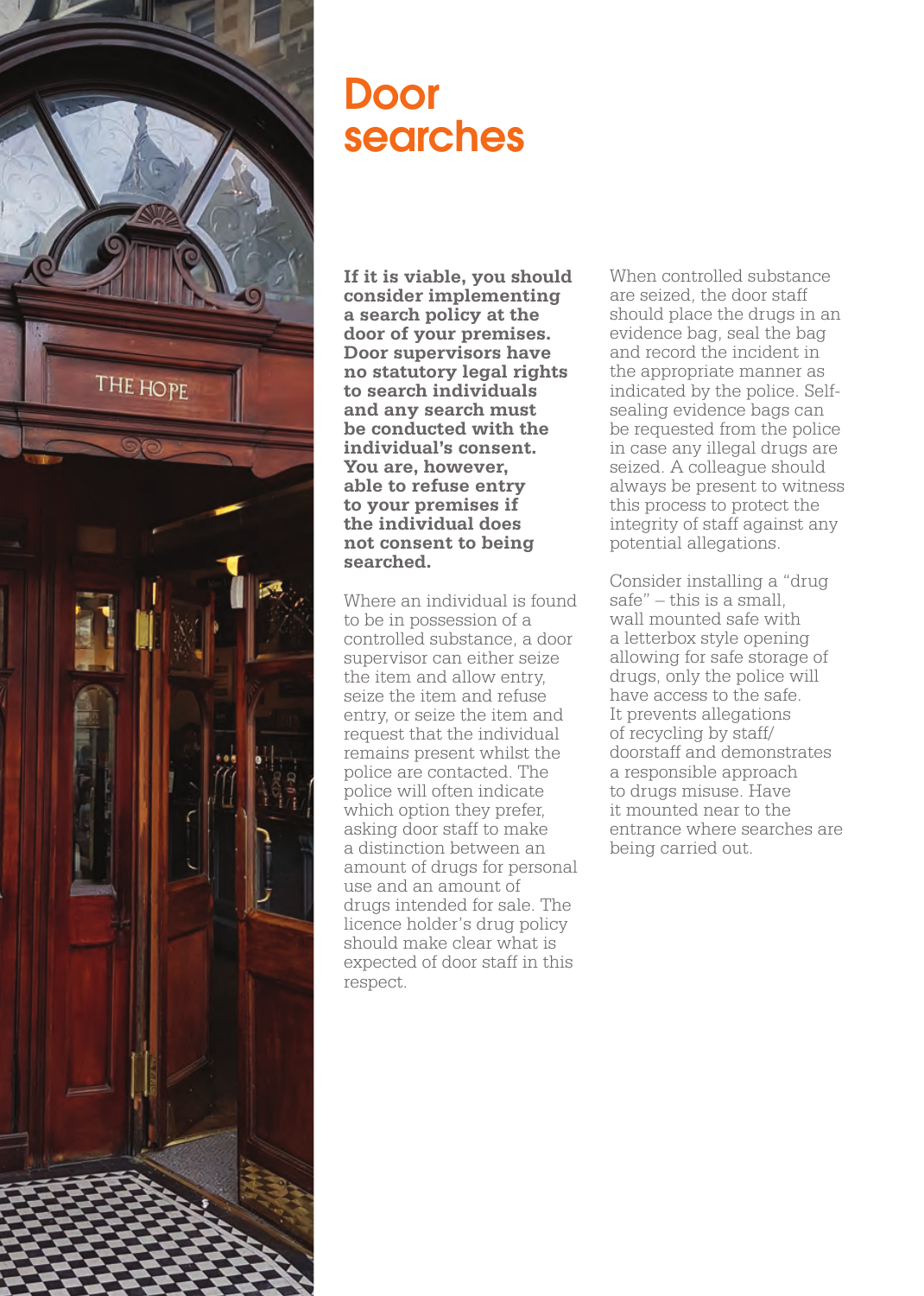# Door searches

**If it is viable, you should consider implementing a search policy at the door of your premises. Door supervisors have no statutory legal rights to search individuals and any search must be conducted with the individual's consent. You are, however, able to refuse entry to your premises if the individual does not consent to being searched.**

Where an individual is found to be in possession of a controlled substance, a door supervisor can either seize the item and allow entry, seize the item and refuse entry, or seize the item and request that the individual remains present whilst the police are contacted. The police will often indicate which option they prefer, asking door staff to make a distinction between an amount of drugs for personal use and an amount of drugs intended for sale. The licence holder's drug policy should make clear what is expected of door staff in this respect.

When controlled substance are seized, the door staff should place the drugs in an evidence bag, seal the bag and record the incident in the appropriate manner as indicated by the police. Self-sealing evidence bags can be requested from the police in case any illegal drugs are seized. A colleague should always be present to witness this process to protect the integrity of staff against any potential allegations.

Consider installing a "drug safe" – this is a small, wall mounted safe with a letterbox style opening allowing for safe storage of drugs, only the police will have access to the safe. It prevents allegations of recycling by staff/doorstaff and demonstrates a responsible approach to drugs misuse. Have it mounted near to the entrance where searches are being carried out.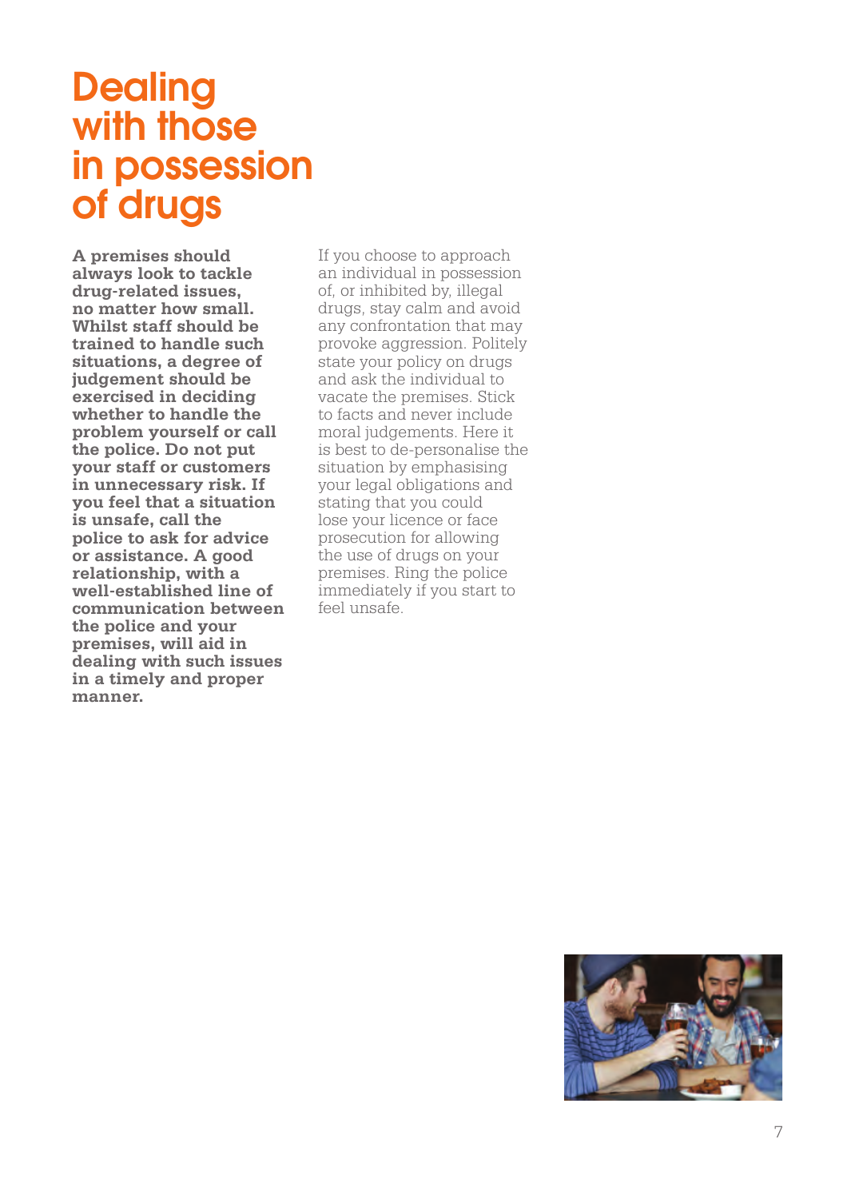# Dealing with those in possession of drugs

**A premises should always look to tackle drug-related issues, no matter how small. Whilst staff should be trained to handle such situations, a degree of judgement should be exercised in deciding whether to handle the problem yourself or call the police. Do not put your staff or customers in unnecessary risk. If you feel that a situation is unsafe, call the police to ask for advice or assistance. A good relationship, with a well-established line of communication between the police and your premises, will aid in dealing with such issues in a timely and proper manner.**

If you choose to approach an individual in possession of, or inhibited by, illegal drugs, stay calm and avoid any confrontation that may provoke aggression. Politely state your policy on drugs and ask the individual to vacate the premises. Stick to facts and never include moral judgements. Here it is best to de-personalise the situation by emphasising your legal obligations and stating that you could lose your licence or face prosecution for allowing the use of drugs on your premises. Ring the police immediately if you start to feel unsafe.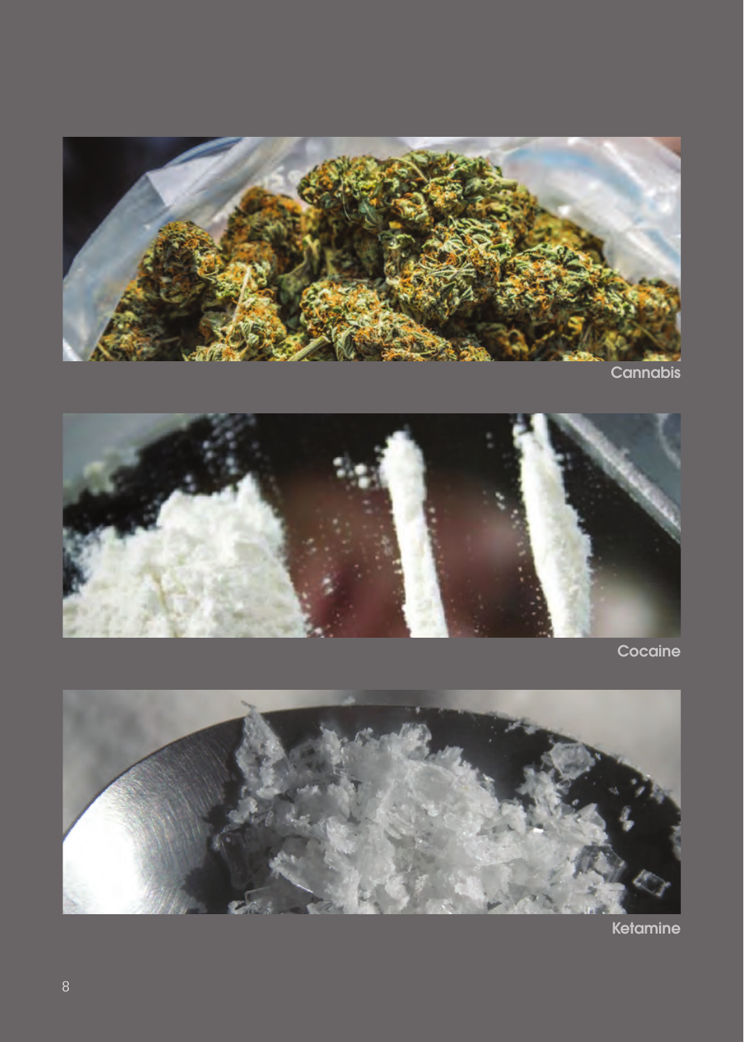Cannabis

Cocaine

Ketamine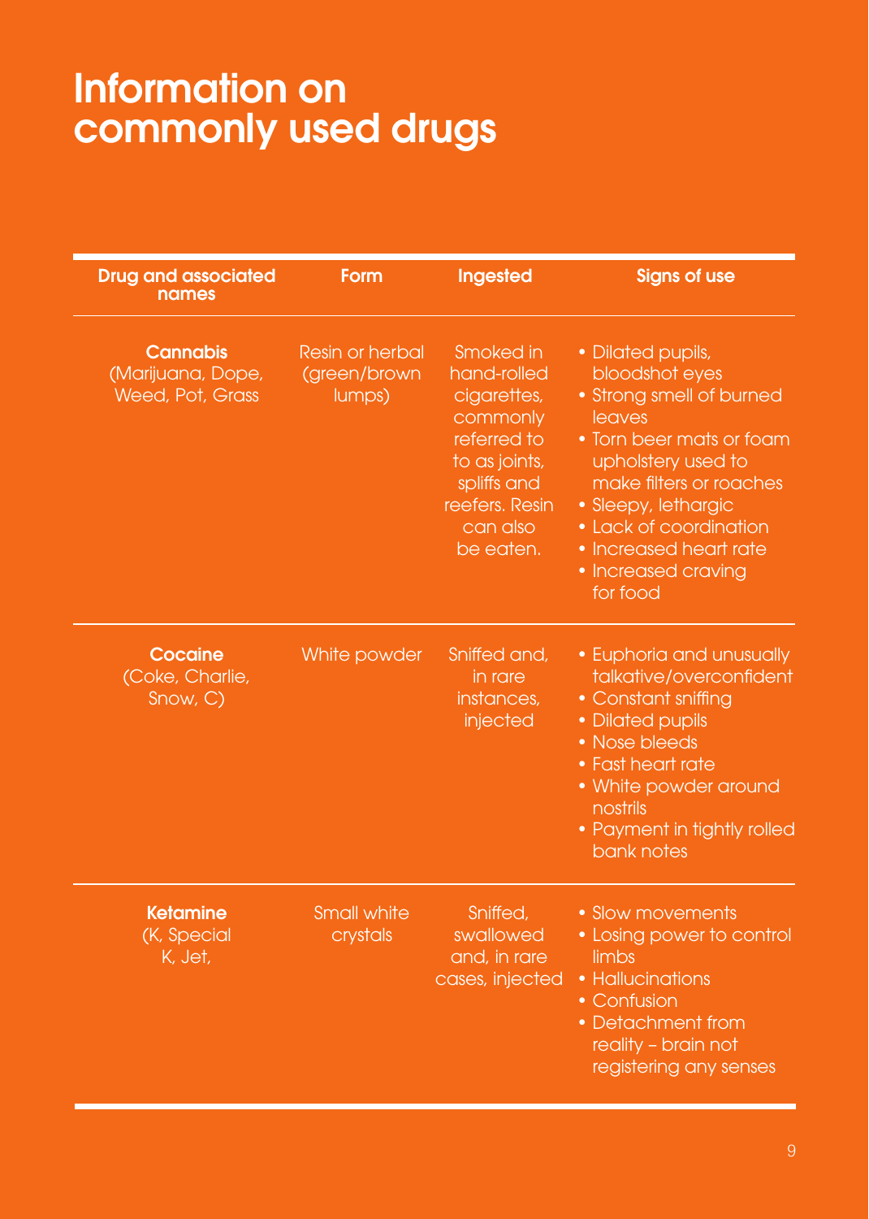# Information on commonly used drugs

| Drug and associated names | Form | Ingested | Signs of use |
|---|---|---|---|
| **Cannabis** (Marijuana, Dope, Weed, Pot, Grass | Resin or herbal (green/brown lumps) | Smoked in hand-rolled cigarettes, commonly referred to as joints, spliffs and reefers. Resin can also be eaten. | • Dilated pupils, bloodshot eyes<br>• Strong smell of burned leaves<br>• Torn beer mats or foam upholstery used to make filters or roaches<br>• Sleepy, lethargic<br>• Lack of coordination<br>• Increased heart rate<br>• Increased craving for food |
| **Cocaine** (Coke, Charlie, Snow, C) | White powder | Sniffed and, in rare instances, injected | • Euphoria and unusually talkative/overconfident<br>• Constant sniffing<br>• Dilated pupils<br>• Nose bleeds<br>• Fast heart rate<br>• White powder around nostrils<br>• Payment in tightly rolled bank notes |
| **Ketamine** (K, Special K, Jet, | Small white crystals | Sniffed, swallowed and, in rare cases, injected | • Slow movements<br>• Losing power to control limbs<br>• Hallucinations<br>• Confusion<br>• Detachment from reality – brain not registering any senses |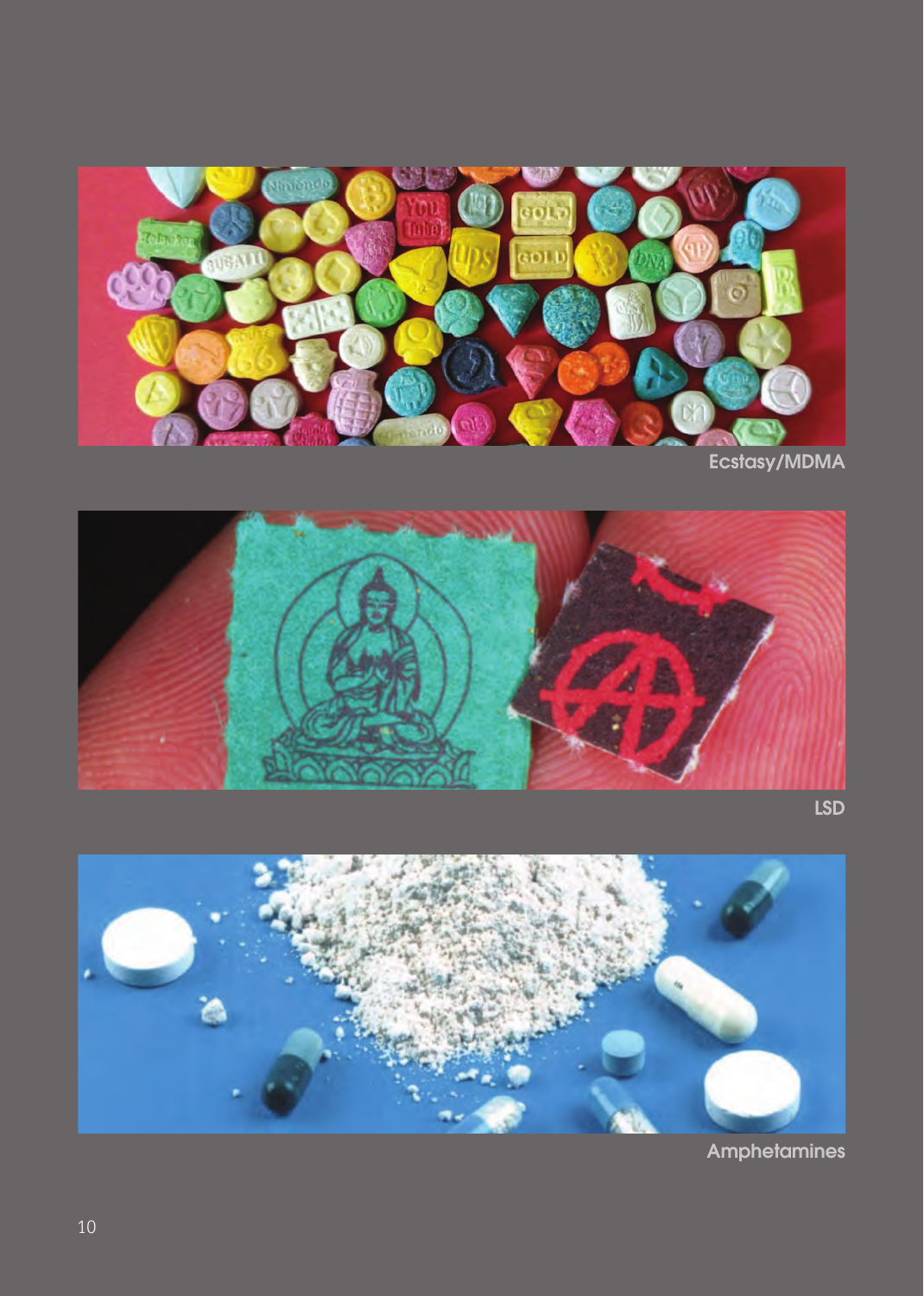Ecstasy/MDMA

LSD

Amphetamines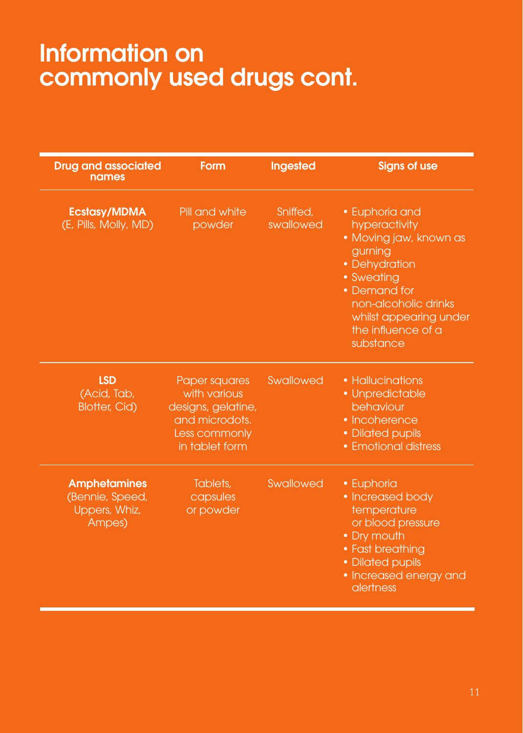# Information on commonly used drugs cont.

| Drug and associated names | Form | Ingested | Signs of use |
| --- | --- | --- | --- |
| **Ecstasy/MDMA** (E, Pills, Molly, MD) | Pill and white powder | Sniffed, swallowed | • Euphoria and hyperactivity<br>• Moving jaw, known as gurning<br>• Dehydration<br>• Sweating<br>• Demand for non-alcoholic drinks whilst appearing under the influence of a substance |
| **LSD** (Acid, Tab, Blotter, Cid) | Paper squares with various designs, gelatine, and microdots. Less commonly in tablet form | Swallowed | • Hallucinations<br>• Unpredictable behaviour<br>• Incoherence<br>• Dilated pupils<br>• Emotional distress |
| **Amphetamines** (Bennie, Speed, Uppers, Whiz, Ampes) | Tablets, capsules or powder | Swallowed | • Euphoria<br>• Increased body temperature or blood pressure<br>• Dry mouth<br>• Fast breathing<br>• Dilated pupils<br>• Increased energy and alertness |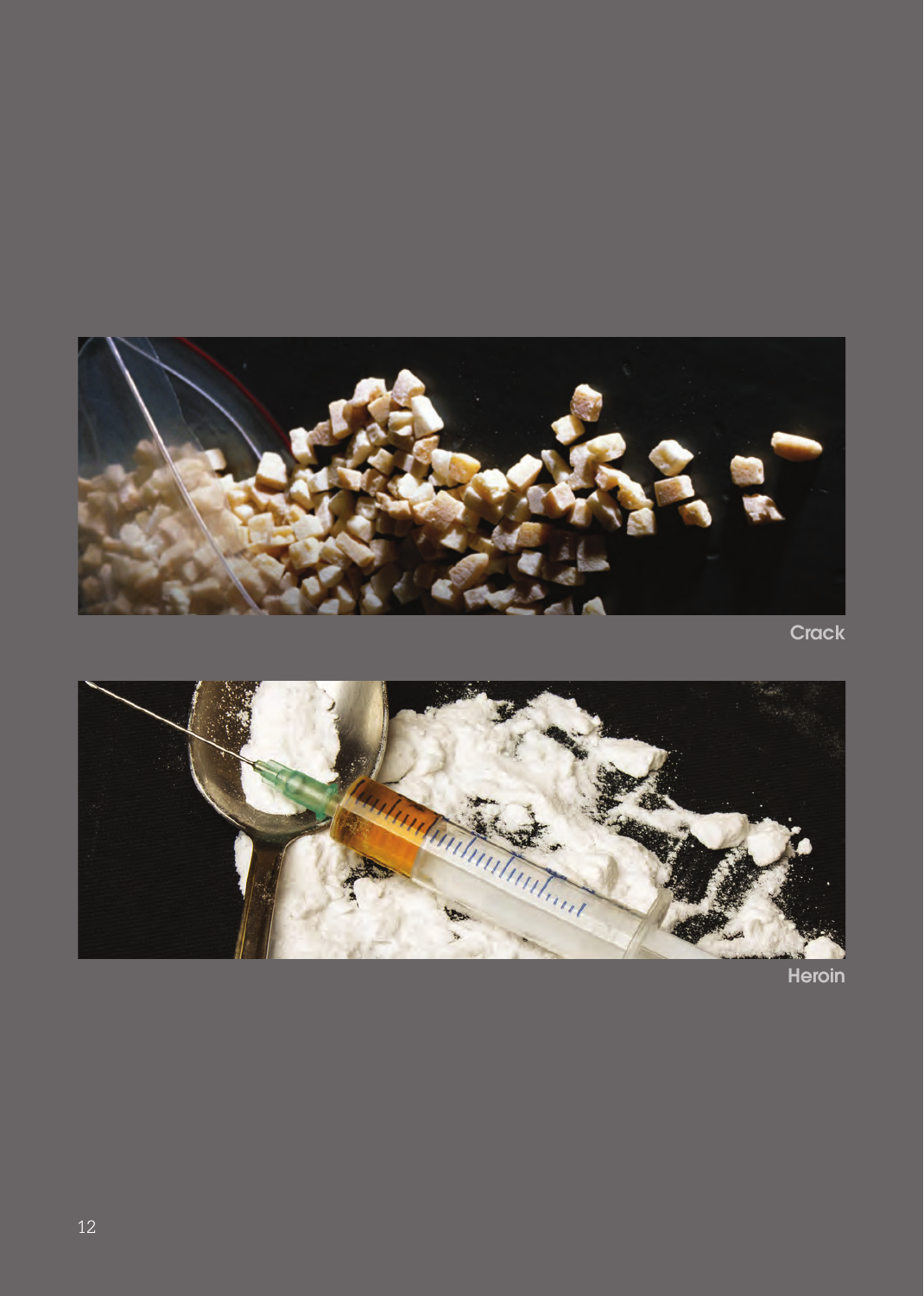Crack

Heroin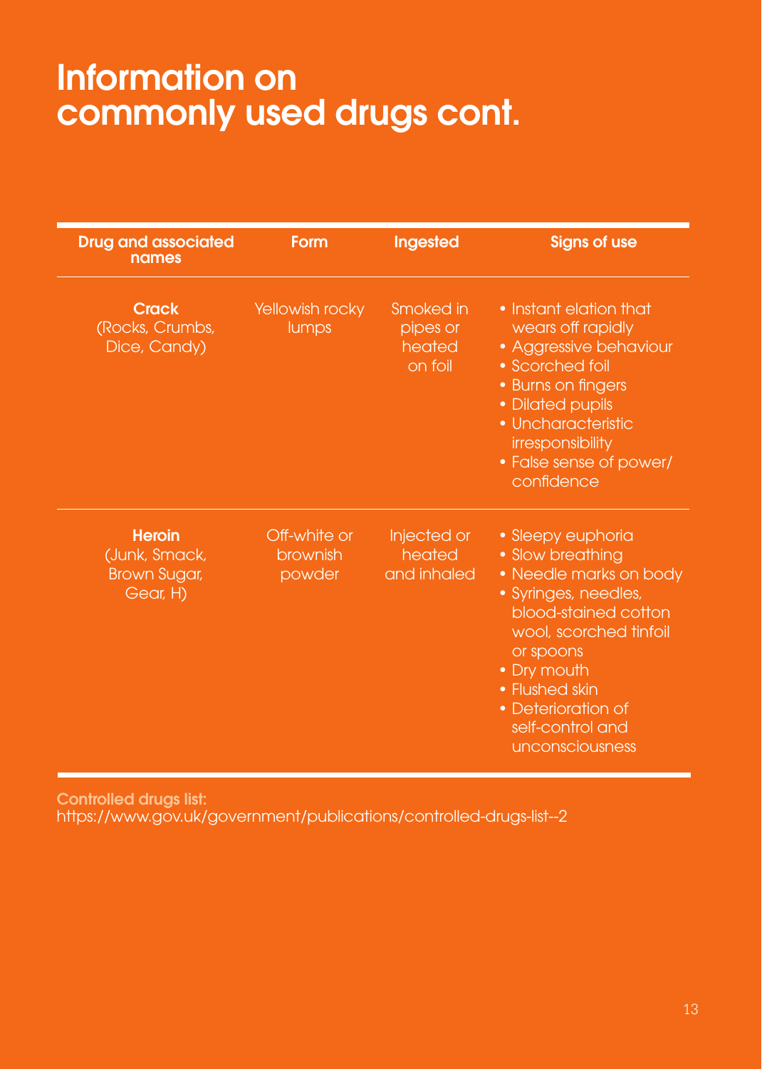# Information on commonly used drugs cont.

| Drug and associated names | Form | Ingested | Signs of use |
| --- | --- | --- | --- |
| **Crack** (Rocks, Crumbs, Dice, Candy) | Yellowish rocky lumps | Smoked in pipes or heated on foil | • Instant elation that wears off rapidly<br>• Aggressive behaviour<br>• Scorched foil<br>• Burns on fingers<br>• Dilated pupils<br>• Uncharacteristic irresponsibility<br>• False sense of power/ confidence |
| **Heroin** (Junk, Smack, Brown Sugar, Gear, H) | Off-white or brownish powder | Injected or heated and inhaled | • Sleepy euphoria<br>• Slow breathing<br>• Needle marks on body<br>• Syringes, needles, blood-stained cotton wool, scorched tinfoil or spoons<br>• Dry mouth<br>• Flushed skin<br>• Deterioration of self-control and unconsciousness |

**Controlled drugs list:**
https://www.gov.uk/government/publications/controlled-drugs-list--2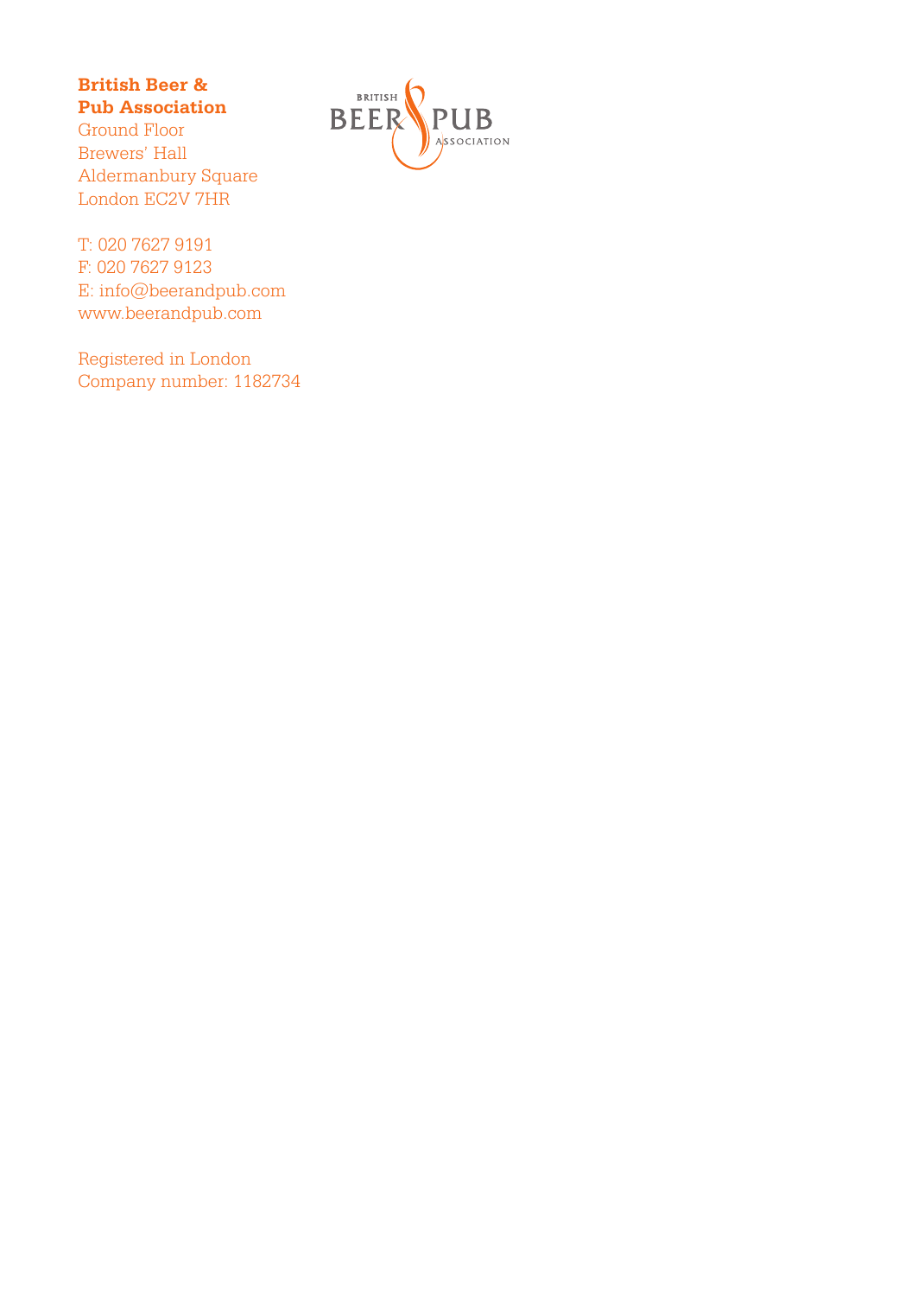**British Beer & Pub Association**
Ground Floor
Brewers' Hall
Aldermanbury Square
London EC2V 7HR

T: 020 7627 9191
F: 020 7627 9123
E: info@beerandpub.com
www.beerandpub.com

Registered in London
Company number: 1182734